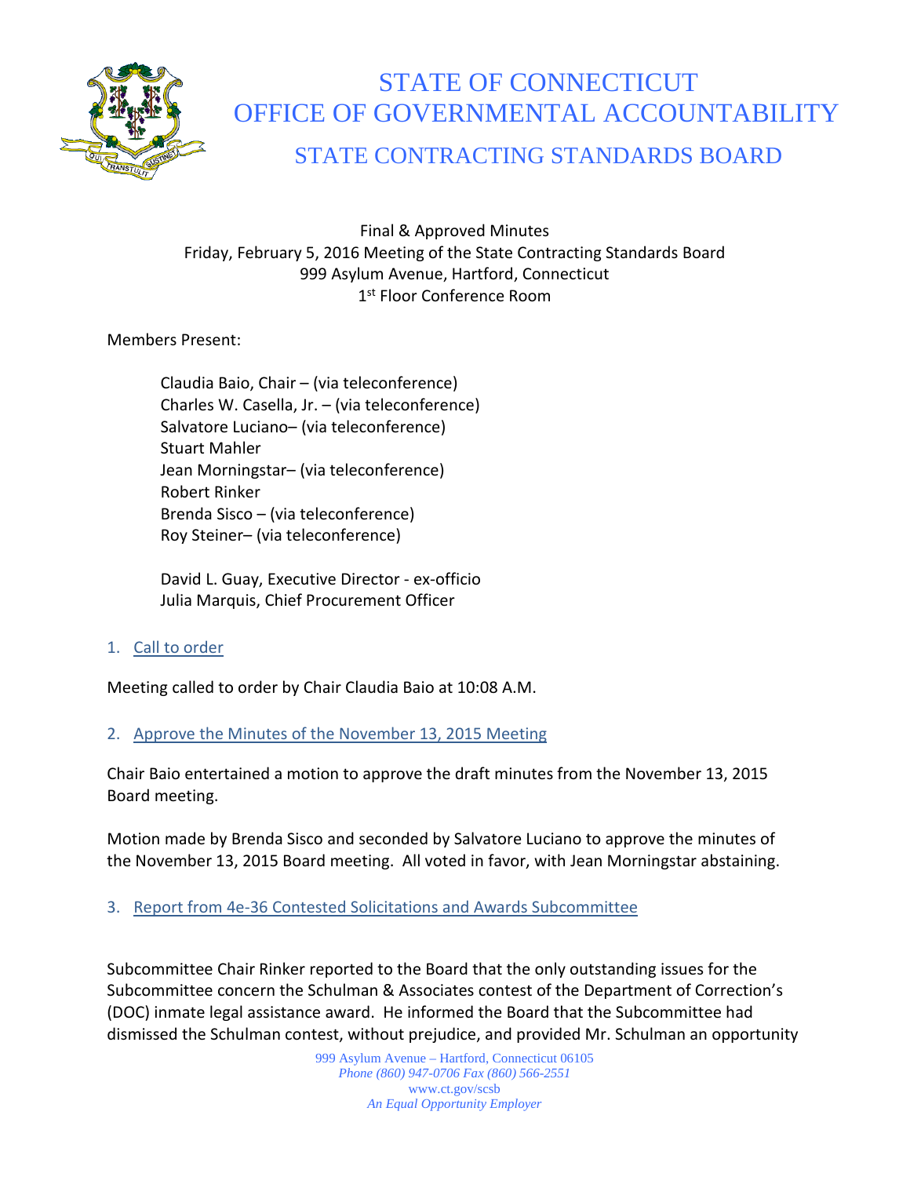# STATE OF CONNECTICUT
# OFFICE OF GOVERNMENTAL ACCOUNTABILITY
## STATE CONTRACTING STANDARDS BOARD

Final & Approved Minutes
Friday, February 5, 2016 Meeting of the State Contracting Standards Board
999 Asylum Avenue, Hartford, Connecticut
1st Floor Conference Room

Members Present:

Claudia Baio, Chair – (via teleconference)
Charles W. Casella, Jr. – (via teleconference)
Salvatore Luciano– (via teleconference)
Stuart Mahler
Jean Morningstar– (via teleconference)
Robert Rinker
Brenda Sisco – (via teleconference)
Roy Steiner– (via teleconference)

David L. Guay, Executive Director - ex-officio
Julia Marquis, Chief Procurement Officer

1. Call to order

Meeting called to order by Chair Claudia Baio at 10:08 A.M.

2. Approve the Minutes of the November 13, 2015 Meeting

Chair Baio entertained a motion to approve the draft minutes from the November 13, 2015 Board meeting.

Motion made by Brenda Sisco and seconded by Salvatore Luciano to approve the minutes of the November 13, 2015 Board meeting. All voted in favor, with Jean Morningstar abstaining.

3. Report from 4e-36 Contested Solicitations and Awards Subcommittee

Subcommittee Chair Rinker reported to the Board that the only outstanding issues for the Subcommittee concern the Schulman & Associates contest of the Department of Correction's (DOC) inmate legal assistance award. He informed the Board that the Subcommittee had dismissed the Schulman contest, without prejudice, and provided Mr. Schulman an opportunity

999 Asylum Avenue – Hartford, Connecticut 06105
*Phone (860) 947-0706 Fax (860) 566-2551*
www.ct.gov/scsb
*An Equal Opportunity Employer*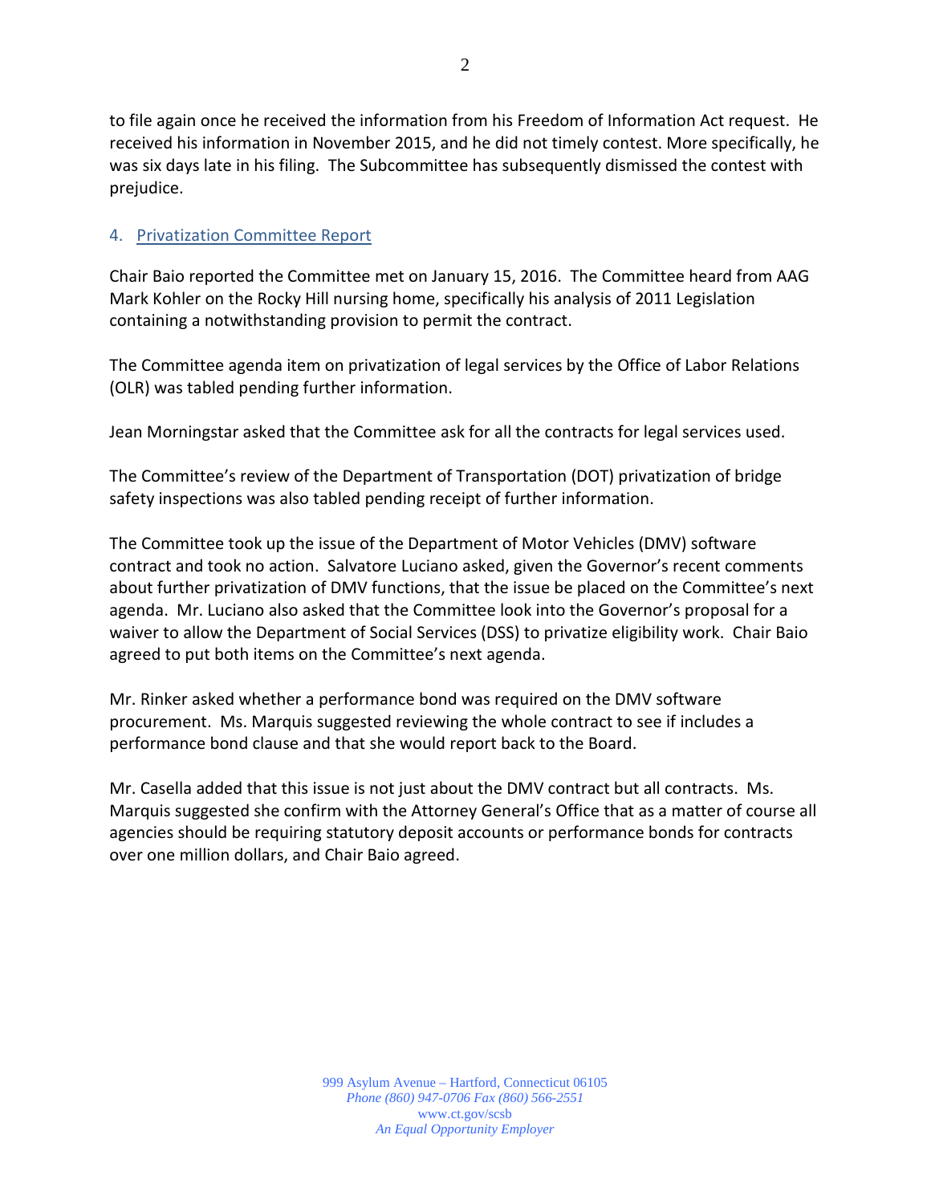to file again once he received the information from his Freedom of Information Act request. He received his information in November 2015, and he did not timely contest. More specifically, he was six days late in his filing. The Subcommittee has subsequently dismissed the contest with prejudice.

## 4. Privatization Committee Report

Chair Baio reported the Committee met on January 15, 2016. The Committee heard from AAG Mark Kohler on the Rocky Hill nursing home, specifically his analysis of 2011 Legislation containing a notwithstanding provision to permit the contract.

The Committee agenda item on privatization of legal services by the Office of Labor Relations (OLR) was tabled pending further information.

Jean Morningstar asked that the Committee ask for all the contracts for legal services used.

The Committee's review of the Department of Transportation (DOT) privatization of bridge safety inspections was also tabled pending receipt of further information.

The Committee took up the issue of the Department of Motor Vehicles (DMV) software contract and took no action. Salvatore Luciano asked, given the Governor's recent comments about further privatization of DMV functions, that the issue be placed on the Committee's next agenda. Mr. Luciano also asked that the Committee look into the Governor's proposal for a waiver to allow the Department of Social Services (DSS) to privatize eligibility work. Chair Baio agreed to put both items on the Committee's next agenda.

Mr. Rinker asked whether a performance bond was required on the DMV software procurement. Ms. Marquis suggested reviewing the whole contract to see if includes a performance bond clause and that she would report back to the Board.

Mr. Casella added that this issue is not just about the DMV contract but all contracts. Ms. Marquis suggested she confirm with the Attorney General's Office that as a matter of course all agencies should be requiring statutory deposit accounts or performance bonds for contracts over one million dollars, and Chair Baio agreed.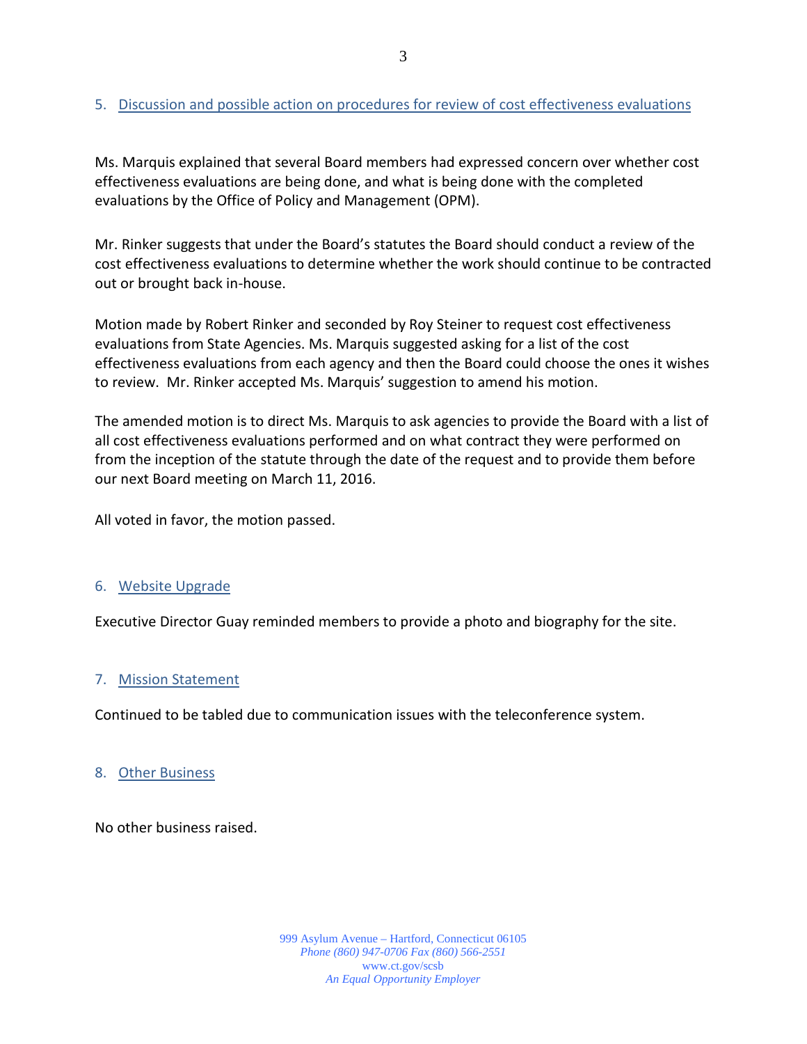5. Discussion and possible action on procedures for review of cost effectiveness evaluations

Ms. Marquis explained that several Board members had expressed concern over whether cost effectiveness evaluations are being done, and what is being done with the completed evaluations by the Office of Policy and Management (OPM).

Mr. Rinker suggests that under the Board's statutes the Board should conduct a review of the cost effectiveness evaluations to determine whether the work should continue to be contracted out or brought back in-house.

Motion made by Robert Rinker and seconded by Roy Steiner to request cost effectiveness evaluations from State Agencies. Ms. Marquis suggested asking for a list of the cost effectiveness evaluations from each agency and then the Board could choose the ones it wishes to review. Mr. Rinker accepted Ms. Marquis' suggestion to amend his motion.

The amended motion is to direct Ms. Marquis to ask agencies to provide the Board with a list of all cost effectiveness evaluations performed and on what contract they were performed on from the inception of the statute through the date of the request and to provide them before our next Board meeting on March 11, 2016.

All voted in favor, the motion passed.

6. Website Upgrade

Executive Director Guay reminded members to provide a photo and biography for the site.

7. Mission Statement

Continued to be tabled due to communication issues with the teleconference system.

8. Other Business

No other business raised.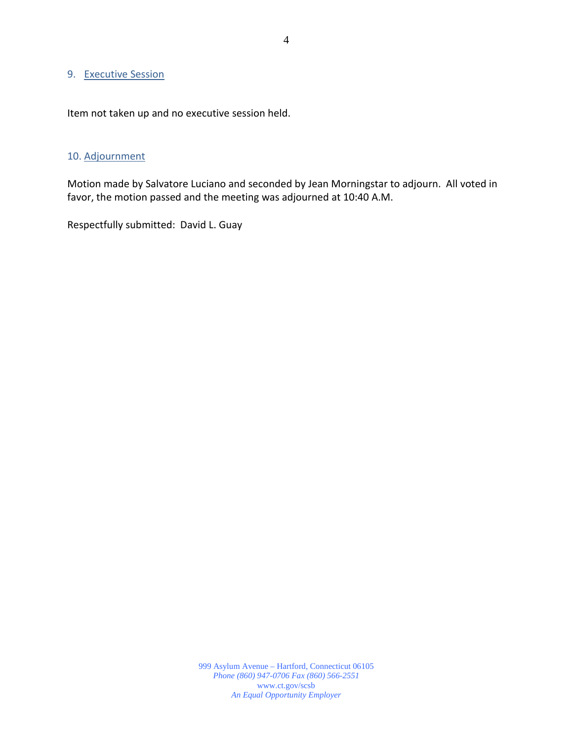## 9. Executive Session

Item not taken up and no executive session held.

## 10. Adjournment

Motion made by Salvatore Luciano and seconded by Jean Morningstar to adjourn. All voted in favor, the motion passed and the meeting was adjourned at 10:40 A.M.

Respectfully submitted: David L. Guay